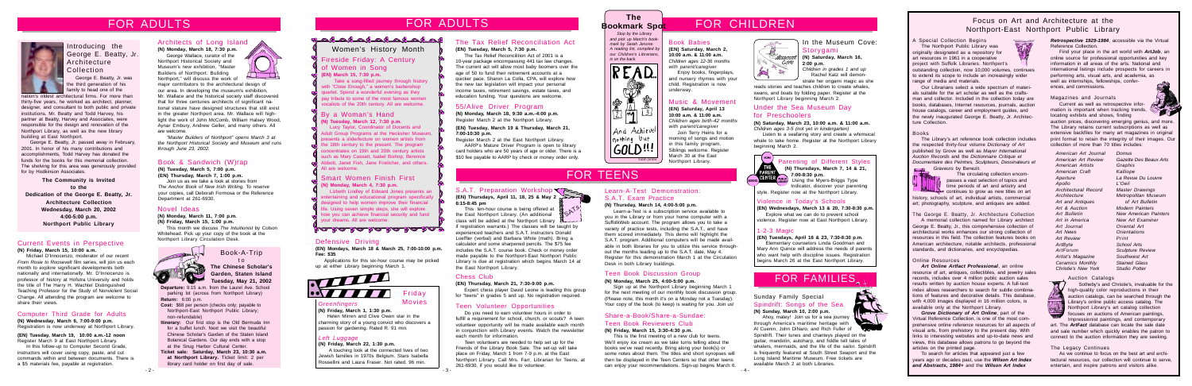# FOR ADULTS

## Introducing the George E. Beatty, Jr. Architecture Collection

George E. Beatty, Jr. was the third generation of his family to head one of the nation's oldest architectural firms. For more than thirty-five years, he worked as architect, planner, designer, and consultant to both public and private institutions. Mr. Beatty and Todd Harvey, his partner at Beatty, Harvey and Associates, were responsible for the design and renovation of the Northport Library, as well as the new library building at East Northport.

George E. Beatty, Jr. passed away in February, 2001. In honor of his many contributions and accomplishments, Todd Harvey has donated the funds for the books for this memorial collection. The shelving for this area was generously provided for by Hodkinson Associates.

**The Community is Invited to the Dedication of the George E. Beatty, Jr. Architecture Collection Wednesday, March 20, 2002 4:00-5:00 p.m. Northport Public Library**

## Current Events in Perspective

**(N) Friday, March 15, 10:00 a.m.**

Michael D'Innocenzo, moderator of our recent *From Roosie to Roosevelt* film series, will join us each month to explore significant developments both nationally and internationally. Mr. D'Innocenzo is professor of history at Hofstra University and holds the title of The Harry H. Wachtel Distinguished Teaching Professor for the Study of Nonviolent Social Change. All attending the program are welcome to share their views.

## Computer Third Grade for Adults

**(N) Wednesday, March 6, 7:00-9:00 p.m.**

Registration is now underway at Northport Library.

**(EN) Tuesday, March 19, 10:00 a.m.-12 noon**

Register March 2 at East Northport Library.

In this follow-up to Computer Second Grade, instructors will cover using copy, paste, and cut commands within and between documents. There is a $5 materials fee, payable at registration.

## Architects of Long Island

**(N) Monday, March 18, 7:30 p.m.**

George Wallace, curator of the Northport Historical Society and Museum's new exhibition, "Master Builders of Northport: Building Northport," will discuss the work of major contributors to the architectural design of our area. In developing the museum's exhibition, Mr. Wallace and the historical society staff discovered that for three centuries architects of significant national stature have designed structures that still exist in the greater Northport area. Mr. Wallace will highlight the work of John McComb, William Halsey Wood, Aymar Embury, Andrew Geller, and many others. All are welcome.

*"Master Builders of Northport" opens March 3 at the Northport Historical Society and Museum and runs through June 23, 2002.*

## Book & Sandwich (W)rap

**(N) Tuesday, March 5, 7:00 p.m.**

**(EN) Thursday, March 7, 1:00 p.m.**

Join us as we take a look at stories from *The Anchor Book of New Irish Writing*. To reserve your copies, call Deborah Formosa or the Reference Department at 261-6930.

## Novel Ideas

**(N) Monday, March 11, 7:00 p.m.**

**(N) Friday, March 15, 1:00 p.m.**

This month we discuss *The Intuitionist* by Colson Whitehead. Pick up your copy of the book at the Northport Library Circulation Desk.

## Book-A-Trip to The Chinese Scholar's Garden, Staten Island

**Tuesday, May 21, 2002**

**Departure:** 9:15 a.m. from the Laurel Ave. School parking lot (across from Northport Library)

**Return:** 6:30 p.m.

**Cost:** $68 per person (checks only; payable to Northport-East Northport Public Library; non-refundable)

**Itinerary:** Our first stop is the Old Bermuda Inn for a buffet lunch. Next we visit the beautiful Chinese Scholar's Garden at the Staten Island Botanical Gardens. Our day ends with a stop at the Snug Harbor Cultural Center.

**Ticket sale: Saturday, March 23, 10:30 a.m. at Northport Library.** Ticket limit: 2 per library card holder on first day of sale.

## Women's History Month

### Fireside Friday: A Century of Women in Song

**(EN) March 15, 7:30 p.m.**

Take a song-filled journey through history with "Close Enough," a women's barbershop quartet. Spend a wonderful evening as they pay tribute to some of the most famous women vocalists of the 20th century. All are welcome.

### By a Woman's Hand

**(N) Tuesday, March 12, 7:30 p.m.**

Lucy Taylor, Coordinator of Docents and Adult Group Programs at the Heckscher Museum, presents a slide/lecture on women artists from the 18th century to the present. The program concentrates on 19th and 20th century artists such as Mary Cassatt, Isabel Bishop, Berenice Abbott, Janet Fish, Jane Freilicher, and others. All are welcome.

### Smart Women Finish First

**(N) Monday, March 4, 7:30 p.m.**

Lizbeth Lindley of Edward Jones presents an entertaining and educational program specifically designed to help women improve their financial life. Using seven simple steps, she will explore how you can achieve financial security and fund your dreams. All are welcome.

## Defensive Driving

**(EN) Mondays, March 18 & March 25, 7:00-10:00 p.m.**

**Fee: $35**

Applications for this six-hour course may be picked up at either Library beginning March 1.

## Friday Movies

### *Greenfingers*

**(N) Friday, March 1, 1:30 p.m.**

Helen Mirren and Clive Owen star in the charming story of a young convict who discovers a passion for gardening. Rated R. 91 min.

### *Left Luggage*

**(N) Friday, March 22, 1:30 p.m.**

A touching look at the connected lives of two Jewish families in 1970s Belgium. Stars Isabella Rossellini and Laura Fraser. Not rated. 96 min.

## The Tax Relief Reconciliation Act

**(EN) Tuesday, March 5, 7:30 p.m.**

The Tax Relief Reconciliation Act of 2001 is a 10-year package encompassing 441 tax law changes. The current act will allow most baby boomers over the age of 50 to fund their retirement accounts at a quicker pace. Sharon La Colla, CPA, will explore how the new tax legislation will impact your personal income taxes, retirement savings, estate taxes, and education funding. Your questions are welcome.

## 55/Alive Driver Program

**(N) Monday, March 18, 9:30 a.m.-4:00 p.m.**

Register March 2 at the Northport Library.

**(EN) Tuesday, March 19 & Thursday, March 21, 7:00-10:30 p.m.**

Register March 2 at the East Northport Library.

AARP's Mature Driver Program is open to library card holders who are 50 years of age or older. There is a $10 fee payable to AARP by check or money order only.

# FOR TEENS

## S.A.T. Preparation Workshop

**(EN) Thursdays, April 11, 18, 25 & May 2, 6:15-8:45 pm**

This ten-hour course is being offered at the East Northport Library. (An additional class will be added at the Northport Library if registration warrants.) The classes will be taught by experienced teachers and S.A.T. instructors Donald Loeffler (verbal) and Barbara White (math). Bring a calculator and some sharpened pencils. The $75 fee includes the S.A.T. course book. Check or money order made payable to the Northport-East Northport Public Library is due at registration which begins March 14 at the East Northport Library.

## Chess Club

**(EN) Thursday, March 21, 7:30-9:00 p.m.**

Expert chess player David Levine is leading this group for "teens" in grades 5 and up. No registration required.

## Teen Volunteer Opportunities

Do you need to earn volunteer hours in order to fulfill a requirement for school, church, or scouts? A teen volunteer opportunity will be made available each month in conjunction with Library events. Watch the newsletter each month for information.

Teen volunteers are needed to help set up for the Friends of the Library Book Sale. The set-up will take place on Friday, March 1 from 7-9 p.m. at the East Northport Library. Call Mrs. Farr, Librarian for Teens, at 261-6930, if you would like to volunteer.

## Learn-A-Test Demonstration: S.A.T. Exam Practice

**(N) Thursday, March 14, 4:00-5:00 p.m.**

Learn-a-Test is a subscription service available to you in the Library or from your home computer with a SuffolkWeb account. The program allows you to take a variety of practice tests, including the S.A.T., and have them scored immediately. This demo will highlight the S.A.T. program. Additional computers will be made available in both libraries for you to utilize this service throughout the months leading up to the S.A.T. date, May 4. Register for this demonstration March 1 at the Circulation Desk in both Library buildings.

## Teen Book Discussion Group

**(N) Monday, March 25, 4:00-5:00 p.m.**

Sign up at the Northport Library beginning March 1 for the next meeting of our monthly book discussion group. (Please note, this month it's on a Monday not a Tuesday). Your copy of the book (to keep) is waiting for you. Join us!

## Share-a-Book/Share-a-Sundae: Teen Book Reviewers Club

**(N) Friday, March 15, 3:30-4:30 p.m.**

This is the first meeting of a new club for teens. We'll enjoy ice cream as we take turns telling about the books we've read recently. Bring along your book(s) or some notes about them. The titles and short synopses will then be displayed in the Teen Centers so that other teens can enjoy your recommendations. Sign-up begins March 6.

# FOR CHILDREN

## The Bookmark Spot

Stop by the Library and pick up March's bookmark by Sarah Jerome. A reading list, compiled by our Children's Librarians, is on the back.

## Book Babies

**(EN) Saturday, March 2, 10:00 a.m. & 11:00 a.m.**

*Children ages 12-36 months with parent/caregiver*

Enjoy books, fingerplays, and nursery rhymes with your child. Registration is now underway.

## Music & Movement

**(EN) Saturday, April 13 10:00 a.m. & 11:00 a.m.**

*Children ages birth-42 months with parent/caregiver*

Join Terry Hanns for a morning of songs and motion in this family program. Siblings welcome. Register March 30 at the East Northport Library.

## In the Museum Cove: Storygami

**(N) Saturday, March 16, 2:00 p.m.**

*Children in grades 1 and up*

Rachel Katz will demonstrate her origami magic as she reads stories and teaches children to create whales, swans, and boats by folding paper. Register at the Northport Library beginning March 2.

## Under the Sea Museum Day for Preschoolers

**(N) Saturday, March 23, 10:00 a.m. & 11:00 a.m.**

*Children ages 3-5 (not yet in kindergarten)*

Listen to a seafaring story and create a whimsical whale to take home. Register at the Northport Library beginning March 2.

## Parenting of Different Styles

**(N) Thursdays, March 7, 14 & 21, 7:00-8:30 p.m.**

Using the Myers-Briggs Type Indicator, discover your parenting style. Register now at the Northport Library.

## Violence in Today's Schools

**(EN) Wednesday, March 13 & 20, 7:30-8:30 p.m.**

Explore what we can do to prevent school violence. Register now at East Northport Library.

## 1-2-3 Magic

**(EN) Tuesdays, April 16 & 23, 7:30-8:30 p.m.**

Elementary counselors Linda Goodman and Mary Ann Quince will address the needs of parents who want help with discipline issues. Registration begins March 26 at the East Northport Library.

# FOR FAMILIES

## Sunday Family Special

### Spindrift: Songs of the Sea

**(N) Sunday, March 10, 2:00 p.m.**

Ahoy, matey! Join us for a sea journey through America's maritime heritage with Al Cuneen, John O'Mara, and Rich Fuller of Spindrift. Their tunes and chanteys played on the guitar, mandolin, autoharp, and fiddle tell tales of whalers, mermaids, and the life of the sailor. Spindrift is frequently featured at South Street Seaport and the Long Island Maritime Museum. Free tickets are available March 2 at both Libraries.

# Focus on Art and Architecture at the Northport-East Northport Public Library

## A Special Collection Begins

The Northport Public Library was originally designated as a repository for art resources in 1961 in a cooperative project with Suffolk Libraries. Northport's outstanding collection, now 10,000 volumes, continues to extend its scope to include an increasingly wider range of media and materials.

Our Librarians select a wide spectrum of materials suitable for the art scholar as well as the craftsman and collector. Included in the collection today are books, databases, Internet resources, journals, auction house catalogs, career and employment guides, and the newly inaugurated George E. Beatty, Jr. Architecture Collection.

## Books

The Library's art reference book collection includes the respected thirty-four volume *Dictionary of Art* published by Grove as well as *Mayer International Auction Records* and the *Dictionnaire Critique et Documentaire des Peintres, Sculpteurs, Dessinateurs et Graveurs* by Benezit.

The circulating collection encompasses a vast selection of topics and time periods of art and artistry and continues to grow as new titles on art history, schools of art, individual artists, commercial art, photography, sculpture, and antiques are added.

## The George E. Beatty, Jr. Architecture Collection

A memorial collection named for Library architect George E. Beatty, Jr., this comprehensive collection of architectural works enhances our strong collection of resources in this field. The collection features books on American architecture, notable architects, professional standards, and dictionaries, and encyclopedias.

## Online Resources

***Art Online Artfact Professional***, an online resource of art, antiques, collectibles, and jewelry sales records, includes over 4 million public auction sales results written by auction house experts. A full-text index allows researchers to search for subtle combinations of features and decorative details. This database, with 4,000 images displayed in 15 million colors, is available only at the Northport Library.

***Grove Dictionary of Art Online***, part of the Virtual Reference Collection, is one of the most comprehensive online reference resources for all aspects of visual arts, from prehistory to the present day. With links to interesting websites and up-to-date news and views, this database allows patrons to go beyond the articles on the printed page.

To search for articles that appeared just a few years ago or decades past, use the ***Wilson Art Index and Abstracts, 1984+*** and the ***Wilson Art Index Retrospective 1929-1984***, accessible via the Virtual Reference Collection.

Find your place in the art world with ***ArtJob***, an online source for professional opportunities and key information in all areas of the arts. National and international listings include prospects for careers in performing arts, visual arts, and academia, as well as internships, fellowships, conferences, and commissions.

## Magazines and Journals

Current as well as retrospective information is important when tracking trends, locating exhibits and shows, finding auction prices, discovering emerging genius, and more. The Library retains current subscriptions as well as extensive backfiles for many art magazines in original print format to retain the integrity of their images. Our collection of more than 70 titles includes:

| | |
|---|---|
| *American Art Journal* | *Domus* |
| *American Art Review* | *Gazette Des Beaux Arts* |
| *American Artists* | *Graphis* |
| *American Craft* | *Kalliope* |
| *Aperture* | *La Revue Du Louvre* |
| *Apollo* | *L'Oeil* |
| *Architectural Record* | *Master Drawings* |
| *Architecture* | *Metropolitan Museum of Art Bulletin* |
| *Art and Antiques* | |
| *Art & Auction* | *Modern Painters* |
| *Art Bulletin* | *New American Painters* |
| *Art in America* | *New Art Examiner* |
| *Art Journal* | *Oriental Art* |
| *Art News* | *Orientations* |
| *Art Review* | *Print* |
| *ArtByte* | *School Arts* |
| *ArtForum* | *Sculpture Review* |
| *Artist's Magazine* | *Southwest Art* |
| *Ceramics Monthly* | *Stained Glass* |
| *Christie's New York* | *Studio Potter* |

## Auction Catalogs

Sotheby's and Christie's, invaluable for the high-quality color reproductions in their auction catalogs, can be searched through the Library's online public access catalog. The Northport Library's art catalog collection focuses on auctions of American paintings, Impressionist paintings, and contemporary art. The ***Artfact*** database can locate the sale date and sale number which quickly enables the patron to connect to the auction information they are seeking.

## The Legacy Continues

As we continue to focus on the best art and architectural resources, our collection will continue to serve, entertain, and inspire patrons and visitors alike.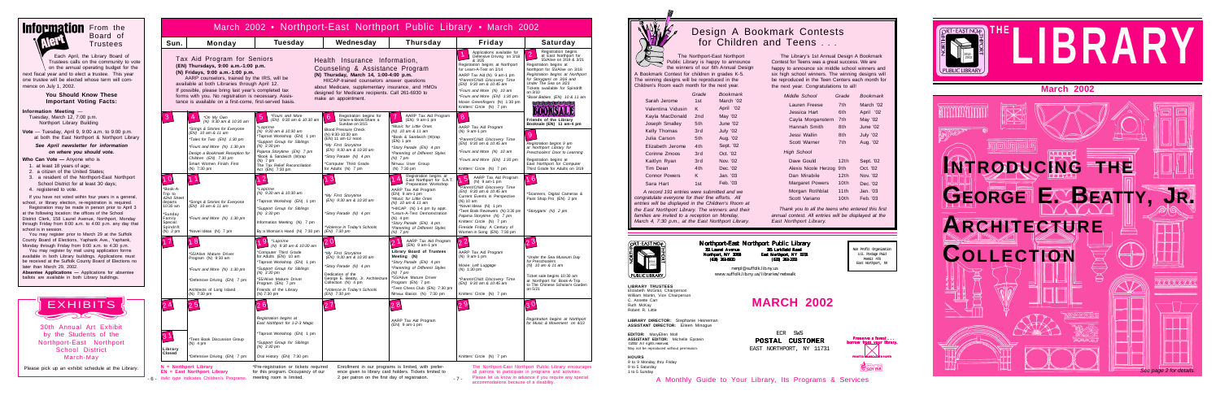# Information Alert — From the Board of Trustees

Each April, the Library Board of Trustees calls on the community to vote on the annual operating budget for the next fiscal year and to elect a trustee. This year one trustee will be elected whose term will commence on July 1, 2002.

## You Should Know These Important Voting Facts:

**Information Meeting** — Tuesday, March 12, 7:00 p.m. Northport Library Building

**Vote** — Tuesday, April 9, 9:00 a.m. to 9:00 p.m. at both the East Northport & Northport Library

***See April newsletter for information on where you should vote.***

**Who Can Vote** — Anyone who is

1. at least 18 years of age;
2. a citizen of the United States;
3. a resident of the Northport-East Northport School District for at least 30 days;
4. registered to vote.

If you have not voted within four years in a general, school, or library election, re-registration is required.

Registration may be made in person prior to April 3 at the following location: the offices of the School District Clerk, 158 Laurel Avenue, Northport, Monday through Friday from 8:00 a.m. to 4:00 p.m. any day that school is in session.

You may register prior to March 29 at the Suffolk County Board of Elections, Yaphank Ave., Yaphank, Monday through Friday from 9:00 a.m. to 4:30 p.m.

You may register by mail using application forms available in both Library buildings. Applications must be received at the Suffolk County Board of Elections no later than March 29, 2002.

**Absentee Applications** — Applications for absentee ballots are available in both Library buildings.

## EXHIBITS

30th Annual Art Exhibit by the Students of the Northport-East Northport School District

March-May

Please pick up an exhibit schedule at the Library.

# March 2002 • Northport-East Northport Public Library • March 2002

**Tax Aid Program for Seniors**
**(EN) Thursday, 9:00 a.m.-1:00 p.m.**
**(N) Fridays, 9:00 a.m.-1:00 p.m.**

AARP counselors, trained by the IRS, will be available at both Libraries through April 12. If possible, please bring last year's completed tax forms with you. No registration is necessary. Assistance is available on a first-come, first-served basis.

**Health Insurance Information, Counseling & Assistance Program**
**(N) Thursday, March 14, 1:00-4:00 p.m.**

HIICAP-trained counselors answer questions about Medicare, supplementary insurance, and HMOs designed for Medicare recipients. Call 261-6930 to make an appointment.

| Sun. | Monday | Tuesday | Wednesday | Thursday | Friday | Saturday |
|---|---|---|---|---|---|---|
| | | | | | **1** Applications available for Defensive Driving on 3/16 & 3/25<br>Registration begins at Northport for Learn-A-Test on 3/14<br>AARP Tax Aid (N) 9 am-1 pm<br>*Parent/Child Discovery Time (EN) 9:30 am & 10:45 am*<br>*Fours and More (N) 10 am*<br>*Fours and More (EN) 1:30 pm*<br>Movie: Greenfingers (N) 1:30 pm<br>Knitters' Circle (N) 7 pm | **2** Registration begins at East Northport for SSAlive on 3/18 & 3/21<br>Registration begins at Northport for SSAlive on 3/18<br>*Registration begins at Northport for Storygarden on 3/16 and Under The Sea on 3/23*<br>Tickets available for Spindrift on 3/10<br>*\*Book Babies (EN) 10 & 11 am*<br>**Friends of the Library Booksale (EN) 11 am-4 pm** |
| **3** | **4** *Oh My Own (N) 9:30 am & 10:30 am*<br>*Songs & Stories for Everyone (EN) 10 am & 11 am*<br>*Tales for Two (EN) 1:30 pm*<br>*Fours and More (N) 1:30 pm*<br>*Design a Bookmark Reception for Children (EN) 7:30 pm*<br>Smart Woman Finish First (N) 7:30 pm | **5** *Fours and More (EN) 9:30 am & 10:30 am*<br>*\*Lapsitne (N) 9:30 am & 10:30 am*<br>*Taproot Workshop (EN) 1 pm*<br>*\*Support Group for Siblings (N) 3:30 pm*<br>*Pajama Storytime (EN) 7 pm*<br>*\*Book & Sandwich (N)(wp) (N) 7 pm*<br>The Tax Relief Reconciliation Act (EN) 7:30 pm | **6** Registration begins for Share-a-Book/Share a Sunbeam on 3/15<br>Blood Pressure Check (N) 9:30-10:30 am (EN) 11 am-12 noon<br>*\*My First Storytime (EN) 9:30 am & 10:30 am*<br>*Story Parade (N) 4 pm*<br>\*Computer Third Grade for Adults (N) 7 pm | **7** AARP Tax Aid Program (EN) 9 am-1 pm<br>*\*Music for Little Ones (N) 10 am & 11 am*<br>*\*Book & Sandwich (W)rap (EN) 1 pm*<br>*\*Story Parade (EN) 4 pm*<br>*\*Parenting of Different Styles (N) 7 pm*<br>Nirvana User Group (N) 7:30 pm | **8** AARP Tax Aid Program (N) 9 am-1 pm<br>*\*Parent/Child Discovery Time (EN) 9:30 am & 10:45 am*<br>*\*Fours and More (N) 10 am*<br>*\*Fours and More (EN) 1:30 pm*<br>Knitters' Circle (N) 7 pm | **9** *Registration begins 9 am at Northport Library for Preschoolers' Cool to Learning*<br>Registration begins at East Northport for Computer Third Grade for Adults on 3/19 |
| **10** *\*Book-A-Trip to 42nd Street departs 10:30 am*<br>*\*Sunday Family Special: Spindrift (N) 2 pm* | **11** *Songs & Stories for Everyone (EN) 10 am & 11 am*<br>*\*Fours and More (N) 1:30 pm*<br>\*Novel Ideas (N) 7 pm | **12** *\*Lapsitne (N) 9:30 am & 10:30 am*<br>*\*Taproot Workshop (EN) 1 pm*<br>*\*Support Group for Siblings (N) 3:30 pm*<br>Information Meeting (N) 7 pm<br>By a Woman's Hand (N) 7:30 pm | **13** *\*My First Storytime (EN) 9:30 am & 10:30 am*<br>*\*Story Parade (N) 4 pm*<br>*\*Violence in Today's Schools (EN) 7:30 pm* | **14** Registration begins at East Northport for S.A.T. Preparation Workshop<br>AARP Tax Aid Program (EN) 9 am-1 pm<br>*\*Music for Little Ones (N) 10 am & 11 am*<br>\*HIICAP (N) 1-4 pm by appt.<br>\*Learn-A-Test Demonstration (N) 4 pm<br>*\*Story Parade (EN) 4 pm*<br>*\*Parenting of Different Styles (N) 7 pm* | **15** AARP Tax Aid Program (N) 9 am-1 pm<br>*\*Parent/Child Discovery Time (EN) 9:30 am & 10:45 am*<br>Current Events in Perspective (N) 10 am<br>\*Novel Ideas (N) 1 pm<br>\*Teen Book Reviewers (N) 3:30 pm<br>*Pajama Storytime (N) 7 pm*<br>Knitters' Circle (N) 7 pm<br>Fireside Friday: A Century of Women in Song (EN) 7:30 pm | **16** \*Scanners, Digital Cameras & Paint Shop Pro (EN) 2 pm<br>*\*Storygarden (N) 2 pm* |
| **17** | **18** \*SSAlive Mature Driver Program (N) 9:30 am<br>*\*Fours and More (N) 1:30 pm*<br>\*Defensive Driving (EN) 7 pm<br>Architects of Long Island (N) 7:30 pm | **19** *\*Lapsitne (N) 9:30 am & 10:30 am*<br>\*Computer Third Grade for Adults (EN) 10 am<br>*\*Taproot Workshop (EN) 1 pm*<br>*\*Support Group for Siblings (N) 3:30 pm*<br>\*SSAlive Mature Driver Program (EN) 7 pm<br>Friends of the Library (N) 7:30 pm | **20** *\*My First Storytime (EN) 9:30 am & 10:30 am*<br>*\*Story Parade (N) 4 pm*<br>Dedication of the George E. Beatty, Jr. Architecture Collection (N) 4 pm<br>*\*Violence in Today's Schools (EN) 7 pm* | **21** AARP Tax Aid Program (EN) 9 am-1 pm<br>**Library Board of Trustees Meeting (N)**<br>*\*Story Parade (EN) 4 pm*<br>*\*Parenting of Different Styles (N) 7 pm*<br>\*SSAlive Mature Driver Program (EN) 7 pm<br>\*Teen Chess Club (EN) 7:30 pm<br>Nirvana Basics (N) 7:30 pm | **22** AARP Tax Aid Program (N) 9 am-1 pm<br>Movie: Left Luggage (N) 1:30 pm<br>*\*Parent/Child Discovery Time (EN) 9:30 am & 10:45 am*<br>Knitters' Circle (N) 7 pm | **23** *\*Under the Sea Museum Day for Preschoolers (N) 10 am & 11 am*<br>Ticket sale begins 10:30 am at Northport for Book-A-Trip to The Chinese Scholar's Garden on 5/21 |
| **24**<br><br>**31** Library Closed | **25** \*Teen Book Discussion Group (N) 4 pm<br>\*Defensive Driving (EN) 7 pm | **26** *Registration begins at East Northport for 1-2-3 Magic*<br>*\*Taproot Workshop (EN) 1 pm*<br>*\*Support Group for Siblings (N) 3:30 pm*<br>Oral History (EN) 7:30 pm | **27** | **28** AARP Tax Aid Program (EN) 9 am-1 pm | **29** Knitters' Circle (N) 7 pm | **30** *Registration begins at Northport for Music & Movement on 4/13* |

N = Northport Library
EN = East Northport Library
*Italic type indicates Children's Programs.*

\*Pre-registration or tickets required for this program. Occupancy of our meeting room is limited.

Enrollment in our programs is limited, with preference given to library card holders. Tickets limited to 2 per patron on the first day of registration.

The Northport-East Northport Public Library encourages all patrons to participate in programs and activities. Please let us know in advance if you require any special accommodations because of a disability.

# Design A Bookmark Contests for Children and Teens . . .

The Northport-East Northport Public Library is happy to announce the winners of our 6th Annual Design A Bookmark Contest for children in grades K-5. The winning designs will be reproduced in the Children's Room each month for the next year.

| | Grade | Bookmark |
|---|---|---|
| Sarah Jerome | 1st | March '02 |
| Valentina Vidusin | K | April '02 |
| Kayla MacDonald | 2nd | May '02 |
| Joseph Smalley | 5th | June '02 |
| Kelly Thomas | 3rd | July '02 |
| Julia Carson | 5th | Aug. '02 |
| Elizabeth Jerome | 4th | Sept. '02 |
| Corinne Zmoos | 3rd | Oct. '02 |
| Kaitlyn Ryan | 3rd | Nov. '02 |
| Tim Dean | 4th | Dec. '02 |
| Connor Powers | K | Jan. '03 |
| Sara Hart | 1st | Feb. '03 |

*A record 191 entries were submitted and we congratulate everyone for their fine efforts. All entries will be displayed in the Children's Room at the East Northport Library. The winners and their families are invited to a reception on Monday, March 4, 7:30 p.m., at the East Northport Library.*

The Library's 1st Annual Design A Bookmark Contest for Teens was a great success. We are happy to announce six middle school winners and six high school winners. The winning designs will be reproduced in the Teen Centers each month for the next year. Congratulations to all!

| Middle School | Grade | Bookmark |
|---|---|---|
| Lauren Freese | 7th | March '02 |
| Jessica Hart | 6th | April '02 |
| Cayla Morganstern | 7th | May '02 |
| Hannah Smith | 8th | June '02 |
| Jessi Wallin | 8th | July '02 |
| Scott Warner | 7th | Aug. '02 |
| **High School** | | |
| Dave Gould | 12th | Sept. '02 |
| Alexis Nicole Herzog | 9th | Oct. '02 |
| Dan Mirabile | 12th | Nov. '02 |
| Margaret Powers | 10th | Dec. '02 |
| Morgan Rothblat | 11th | Jan. '03 |
| Scott Variano | 10th | Feb. '03 |

*Thank you to all the teens who entered this first annual contest. All entries will be displayed at the East Northport Library.*

**Northport-East Northport Public Library**

**151 Laurel Avenue, Northport, NY 11768, (631) 261-6930**

**185 Larkfield Road, East Northport, NY 11731, (631) 261-2313**

nenpl@suffolk.lib.ny.us
www.suffolk.lib.ny.us/libraries/netwalk

Non Profit Organization, U.S. Postage Paid, Permit #36, East Northport, NY

# MARCH 2002

**LIBRARY TRUSTEES**
Elizabeth McGrail, Chairperson
William Martin, Vice Chairperson
C. Annette Carr
Ruth McKay
Robert R. Little

**LIBRARY DIRECTOR:** Stephanie Heineman
**ASSISTANT DIRECTOR:** Eileen Minogue

**EDITOR:** MaryEllen Moll
**ASSISTANT EDITOR:** Michelle Epstein
©2002 All rights reserved.
May not be reproduced without permission.

**HOURS**
9 to 9 Monday thru Friday
9 to 5 Saturday
1 to 5 Sunday

ECR SWS
**POSTAL CUSTOMER**
EAST NORTHPORT, NY 11731

A Monthly Guide to Your Library, Its Programs & Services

# THE LIBRARY

**March 2002**

# Introducing the George E. Beatty, Jr. Architecture Collection

*See page 2 for details*